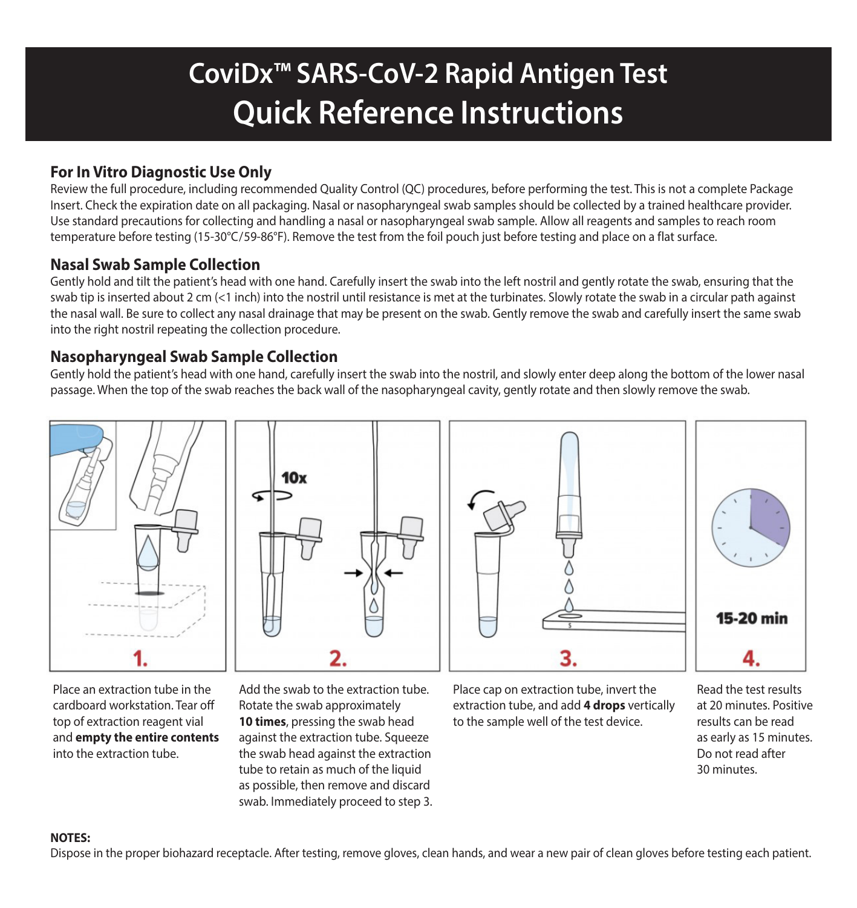# CoviDx™ SARS-CoV-2 Rapid Antigen Test Quick Reference Instructions

## For In Vitro Diagnostic Use Only

Review the full procedure, including recommended Quality Control (QC) procedures, before performing the test. This is not a complete Package Insert. Check the expiration date on all packaging. Nasal or nasopharyngeal swab samples should be collected by a trained healthcare provider. Use standard precautions for collecting and handling a nasal or nasopharyngeal swab sample. Allow all reagents and samples to reach room temperature before testing (15-30°C/59-86°F). Remove the test from the foil pouch just before testing and place on a flat surface.

## Nasal Swab Sample Collection

Gently hold and tilt the patient's head with one hand. Carefully insert the swab into the left nostril and gently rotate the swab, ensuring that the swab tip is inserted about 2 cm (<1 inch) into the nostril until resistance is met at the turbinates. Slowly rotate the swab in a circular path against the nasal wall. Be sure to collect any nasal drainage that may be present on the swab. Gently remove the swab and carefully insert the same swab into the right nostril repeating the collection procedure.

## Nasopharyngeal Swab Sample Collection

Gently hold the patient's head with one hand, carefully insert the swab into the nostril, and slowly enter deep along the bottom of the lower nasal passage. When the top of the swab reaches the back wall of the nasopharyngeal cavity, gently rotate and then slowly remove the swab.

**1.** Place an extraction tube in the cardboard workstation. Tear off top of extraction reagent vial and **empty the entire contents** into the extraction tube.

**2.** Add the swab to the extraction tube. Rotate the swab approximately **10 times**, pressing the swab head against the extraction tube. Squeeze the swab head against the extraction tube to retain as much of the liquid as possible, then remove and discard swab. Immediately proceed to step 3.

**3.** Place cap on extraction tube, invert the extraction tube, and add **4 drops** vertically to the sample well of the test device.

**4.** 15-20 min

Read the test results at 20 minutes. Positive results can be read as early as 15 minutes. Do not read after 30 minutes.

**NOTES:**

Dispose in the proper biohazard receptacle. After testing, remove gloves, clean hands, and wear a new pair of clean gloves before testing each patient.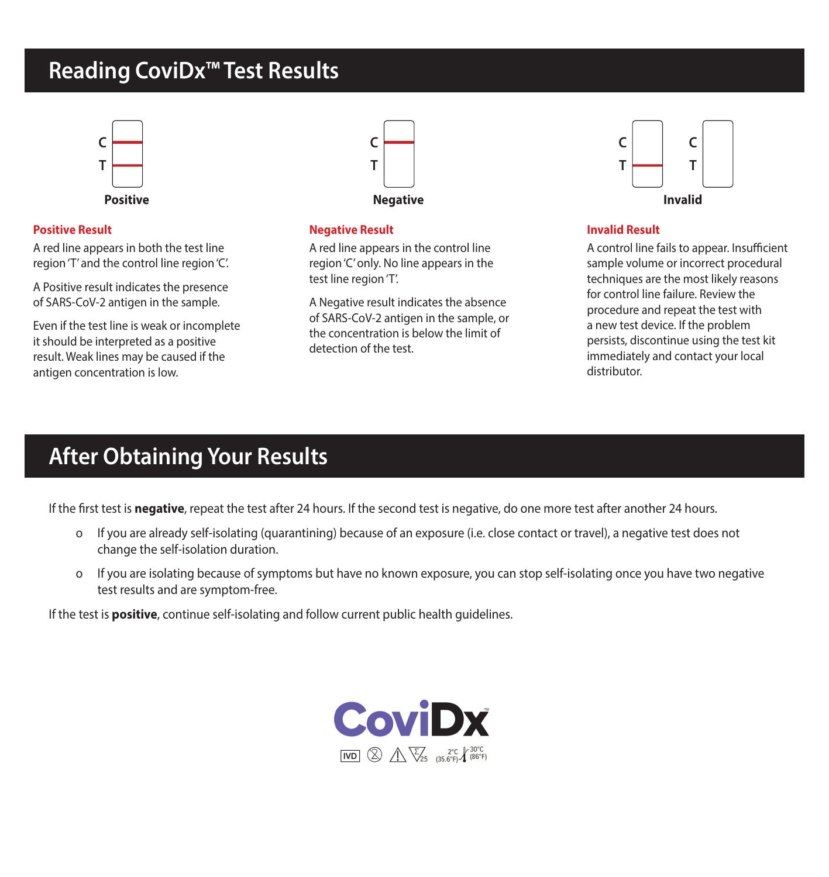## Reading CoviDx™ Test Results

C
T
Positive

C
T
Negative

C
T
C
T
Invalid

**Positive Result**

A red line appears in both the test line region 'T' and the control line region 'C'.

A Positive result indicates the presence of SARS-CoV-2 antigen in the sample.

Even if the test line is weak or incomplete it should be interpreted as a positive result. Weak lines may be caused if the antigen concentration is low.

**Negative Result**

A red line appears in the control line region 'C' only. No line appears in the test line region 'T'.

A Negative result indicates the absence of SARS-CoV-2 antigen in the sample, or the concentration is below the limit of detection of the test.

**Invalid Result**

A control line fails to appear. Insufficient sample volume or incorrect procedural techniques are the most likely reasons for control line failure. Review the procedure and repeat the test with a new test device. If the problem persists, discontinue using the test kit immediately and contact your local distributor.

## After Obtaining Your Results

If the first test is **negative**, repeat the test after 24 hours. If the second test is negative, do one more test after another 24 hours.

- If you are already self-isolating (quarantining) because of an exposure (i.e. close contact or travel), a negative test does not change the self-isolation duration.
- If you are isolating because of symptoms but have no known exposure, you can stop self-isolating once you have two negative test results and are symptom-free.

If the test is **positive**, continue self-isolating and follow current public health guidelines.

CoviDx™

IVD 25 2°C (35.6°F) 30°C (86°F)